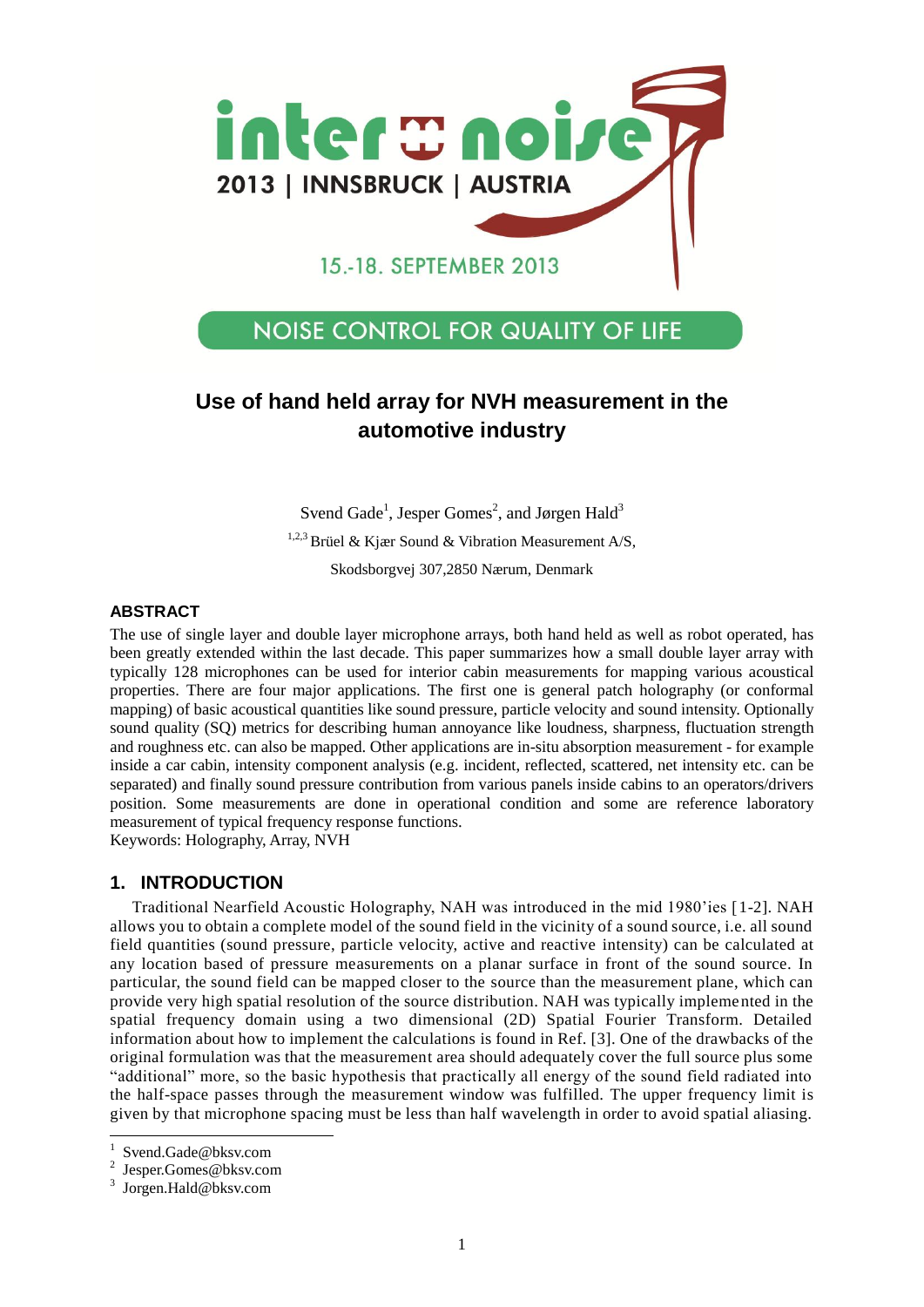# Use of hand held array for NVH measurement in the automotive industry

Svend Gade[1], Jesper Gomes[2], and Jørgen Hald[3]

[1,2,3] Brüel & Kjær Sound & Vibration Measurement A/S,

Skodsborgvej 307,2850 Nærum, Denmark

## ABSTRACT

The use of single layer and double layer microphone arrays, both hand held as well as robot operated, has been greatly extended within the last decade. This paper summarizes how a small double layer array with typically 128 microphones can be used for interior cabin measurements for mapping various acoustical properties. There are four major applications. The first one is general patch holography (or conformal mapping) of basic acoustical quantities like sound pressure, particle velocity and sound intensity. Optionally sound quality (SQ) metrics for describing human annoyance like loudness, sharpness, fluctuation strength and roughness etc. can also be mapped. Other applications are in-situ absorption measurement - for example inside a car cabin, intensity component analysis (e.g. incident, reflected, scattered, net intensity etc. can be separated) and finally sound pressure contribution from various panels inside cabins to an operators/drivers position. Some measurements are done in operational condition and some are reference laboratory measurement of typical frequency response functions.

Keywords: Holography, Array, NVH

## 1. INTRODUCTION

Traditional Nearfield Acoustic Holography, NAH was introduced in the mid 1980'ies [1-2]. NAH allows you to obtain a complete model of the sound field in the vicinity of a sound source, i.e. all sound field quantities (sound pressure, particle velocity, active and reactive intensity) can be calculated at any location based of pressure measurements on a planar surface in front of the sound source. In particular, the sound field can be mapped closer to the source than the measurement plane, which can provide very high spatial resolution of the source distribution. NAH was typically implemented in the spatial frequency domain using a two dimensional (2D) Spatial Fourier Transform. Detailed information about how to implement the calculations is found in Ref. [3]. One of the drawbacks of the original formulation was that the measurement area should adequately cover the full source plus some "additional" more, so the basic hypothesis that practically all energy of the sound field radiated into the half-space passes through the measurement window was fulfilled. The upper frequency limit is given by that microphone spacing must be less than half wavelength in order to avoid spatial aliasing.

---

[1] Svend.Gade@bksv.com

[2] Jesper.Gomes@bksv.com

[3] Jorgen.Hald@bksv.com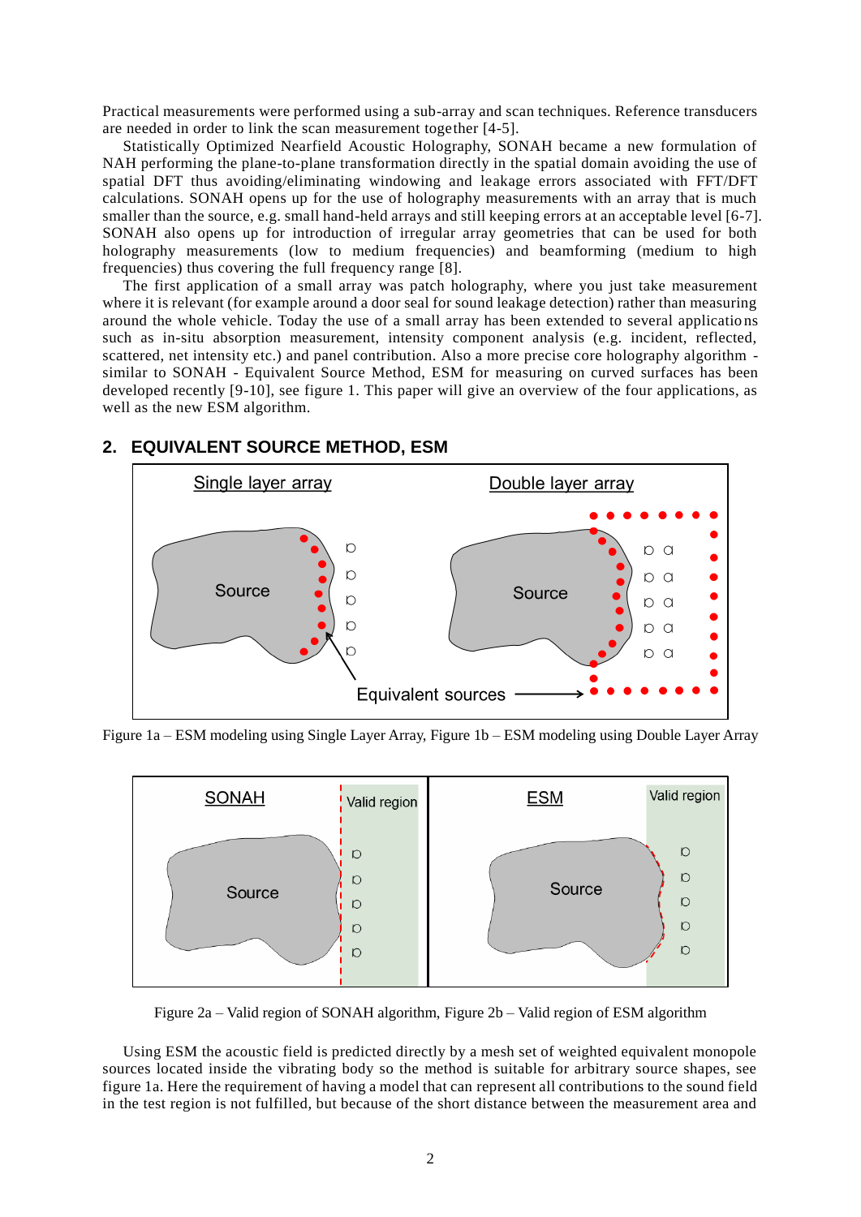Practical measurements were performed using a sub-array and scan techniques. Reference transducers are needed in order to link the scan measurement together [4-5].

Statistically Optimized Nearfield Acoustic Holography, SONAH became a new formulation of NAH performing the plane-to-plane transformation directly in the spatial domain avoiding the use of spatial DFT thus avoiding/eliminating windowing and leakage errors associated with FFT/DFT calculations. SONAH opens up for the use of holography measurements with an array that is much smaller than the source, e.g. small hand-held arrays and still keeping errors at an acceptable level [6-7]. SONAH also opens up for introduction of irregular array geometries that can be used for both holography measurements (low to medium frequencies) and beamforming (medium to high frequencies) thus covering the full frequency range [8].

The first application of a small array was patch holography, where you just take measurement where it is relevant (for example around a door seal for sound leakage detection) rather than measuring around the whole vehicle. Today the use of a small array has been extended to several applications such as in-situ absorption measurement, intensity component analysis (e.g. incident, reflected, scattered, net intensity etc.) and panel contribution. Also a more precise core holography algorithm - similar to SONAH - Equivalent Source Method, ESM for measuring on curved surfaces has been developed recently [9-10], see figure 1. This paper will give an overview of the four applications, as well as the new ESM algorithm.

## 2. EQUIVALENT SOURCE METHOD, ESM

Figure 1a – ESM modeling using Single Layer Array, Figure 1b – ESM modeling using Double Layer Array

Figure 2a – Valid region of SONAH algorithm, Figure 2b – Valid region of ESM algorithm

Using ESM the acoustic field is predicted directly by a mesh set of weighted equivalent monopole sources located inside the vibrating body so the method is suitable for arbitrary source shapes, see figure 1a. Here the requirement of having a model that can represent all contributions to the sound field in the test region is not fulfilled, but because of the short distance between the measurement area and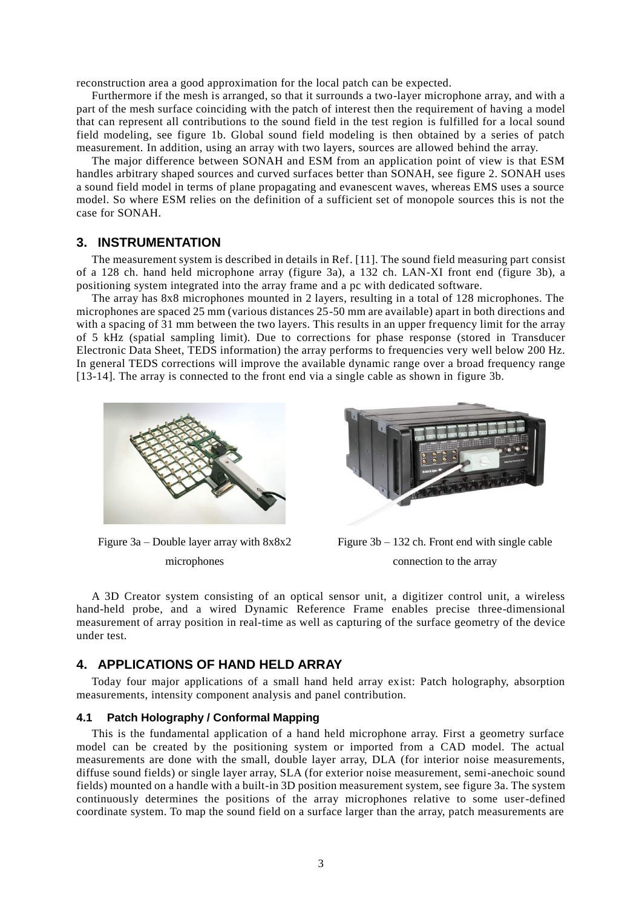reconstruction area a good approximation for the local patch can be expected.

Furthermore if the mesh is arranged, so that it surrounds a two-layer microphone array, and with a part of the mesh surface coinciding with the patch of interest then the requirement of having a model that can represent all contributions to the sound field in the test region is fulfilled for a local sound field modeling, see figure 1b. Global sound field modeling is then obtained by a series of patch measurement. In addition, using an array with two layers, sources are allowed behind the array.

The major difference between SONAH and ESM from an application point of view is that ESM handles arbitrary shaped sources and curved surfaces better than SONAH, see figure 2. SONAH uses a sound field model in terms of plane propagating and evanescent waves, whereas EMS uses a source model. So where ESM relies on the definition of a sufficient set of monopole sources this is not the case for SONAH.

## 3. INSTRUMENTATION

The measurement system is described in details in Ref. [11]. The sound field measuring part consist of a 128 ch. hand held microphone array (figure 3a), a 132 ch. LAN-XI front end (figure 3b), a positioning system integrated into the array frame and a pc with dedicated software.

The array has 8x8 microphones mounted in 2 layers, resulting in a total of 128 microphones. The microphones are spaced 25 mm (various distances 25-50 mm are available) apart in both directions and with a spacing of 31 mm between the two layers. This results in an upper frequency limit for the array of 5 kHz (spatial sampling limit). Due to corrections for phase response (stored in Transducer Electronic Data Sheet, TEDS information) the array performs to frequencies very well below 200 Hz. In general TEDS corrections will improve the available dynamic range over a broad frequency range [13-14]. The array is connected to the front end via a single cable as shown in figure 3b.

Figure 3a – Double layer array with 8x8x2 microphones

Figure 3b – 132 ch. Front end with single cable connection to the array

A 3D Creator system consisting of an optical sensor unit, a digitizer control unit, a wireless hand-held probe, and a wired Dynamic Reference Frame enables precise three-dimensional measurement of array position in real-time as well as capturing of the surface geometry of the device under test.

## 4. APPLICATIONS OF HAND HELD ARRAY

Today four major applications of a small hand held array exist: Patch holography, absorption measurements, intensity component analysis and panel contribution.

### 4.1 Patch Holography / Conformal Mapping

This is the fundamental application of a hand held microphone array. First a geometry surface model can be created by the positioning system or imported from a CAD model. The actual measurements are done with the small, double layer array, DLA (for interior noise measurements, diffuse sound fields) or single layer array, SLA (for exterior noise measurement, semi-anechoic sound fields) mounted on a handle with a built-in 3D position measurement system, see figure 3a. The system continuously determines the positions of the array microphones relative to some user-defined coordinate system. To map the sound field on a surface larger than the array, patch measurements are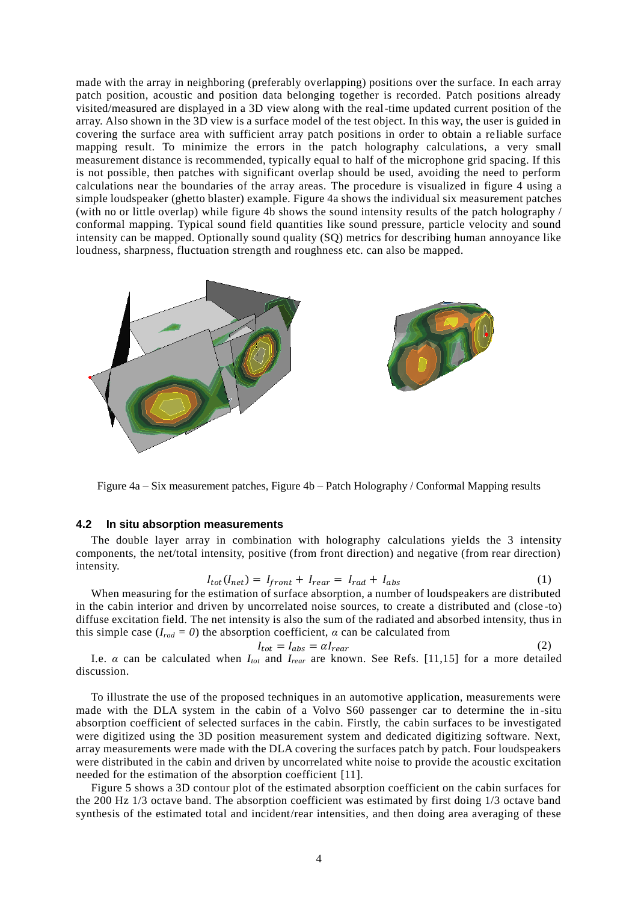made with the array in neighboring (preferably overlapping) positions over the surface. In each array patch position, acoustic and position data belonging together is recorded. Patch positions already visited/measured are displayed in a 3D view along with the real-time updated current position of the array. Also shown in the 3D view is a surface model of the test object. In this way, the user is guided in covering the surface area with sufficient array patch positions in order to obtain a reliable surface mapping result. To minimize the errors in the patch holography calculations, a very small measurement distance is recommended, typically equal to half of the microphone grid spacing. If this is not possible, then patches with significant overlap should be used, avoiding the need to perform calculations near the boundaries of the array areas. The procedure is visualized in figure 4 using a simple loudspeaker (ghetto blaster) example. Figure 4a shows the individual six measurement patches (with no or little overlap) while figure 4b shows the sound intensity results of the patch holography / conformal mapping. Typical sound field quantities like sound pressure, particle velocity and sound intensity can be mapped. Optionally sound quality (SQ) metrics for describing human annoyance like loudness, sharpness, fluctuation strength and roughness etc. can also be mapped.

Figure 4a – Six measurement patches, Figure 4b – Patch Holography / Conformal Mapping results

### 4.2 In situ absorption measurements

The double layer array in combination with holography calculations yields the 3 intensity components, the net/total intensity, positive (from front direction) and negative (from rear direction) intensity.

$$I_{tot}(I_{net}) = I_{front} + I_{rear} = I_{rad} + I_{abs} \tag{1}$$

When measuring for the estimation of surface absorption, a number of loudspeakers are distributed in the cabin interior and driven by uncorrelated noise sources, to create a distributed and (close-to) diffuse excitation field. The net intensity is also the sum of the radiated and absorbed intensity, thus in this simple case ($I_{rad} = 0$) the absorption coefficient, $\alpha$ can be calculated from

$$I_{tot} = I_{abs} = \alpha I_{rear} \tag{2}$$

I.e. $\alpha$ can be calculated when $I_{tot}$ and $I_{rear}$ are known. See Refs. [11,15] for a more detailed discussion.

To illustrate the use of the proposed techniques in an automotive application, measurements were made with the DLA system in the cabin of a Volvo S60 passenger car to determine the in-situ absorption coefficient of selected surfaces in the cabin. Firstly, the cabin surfaces to be investigated were digitized using the 3D position measurement system and dedicated digitizing software. Next, array measurements were made with the DLA covering the surfaces patch by patch. Four loudspeakers were distributed in the cabin and driven by uncorrelated white noise to provide the acoustic excitation needed for the estimation of the absorption coefficient [11].

Figure 5 shows a 3D contour plot of the estimated absorption coefficient on the cabin surfaces for the 200 Hz 1/3 octave band. The absorption coefficient was estimated by first doing 1/3 octave band synthesis of the estimated total and incident/rear intensities, and then doing area averaging of these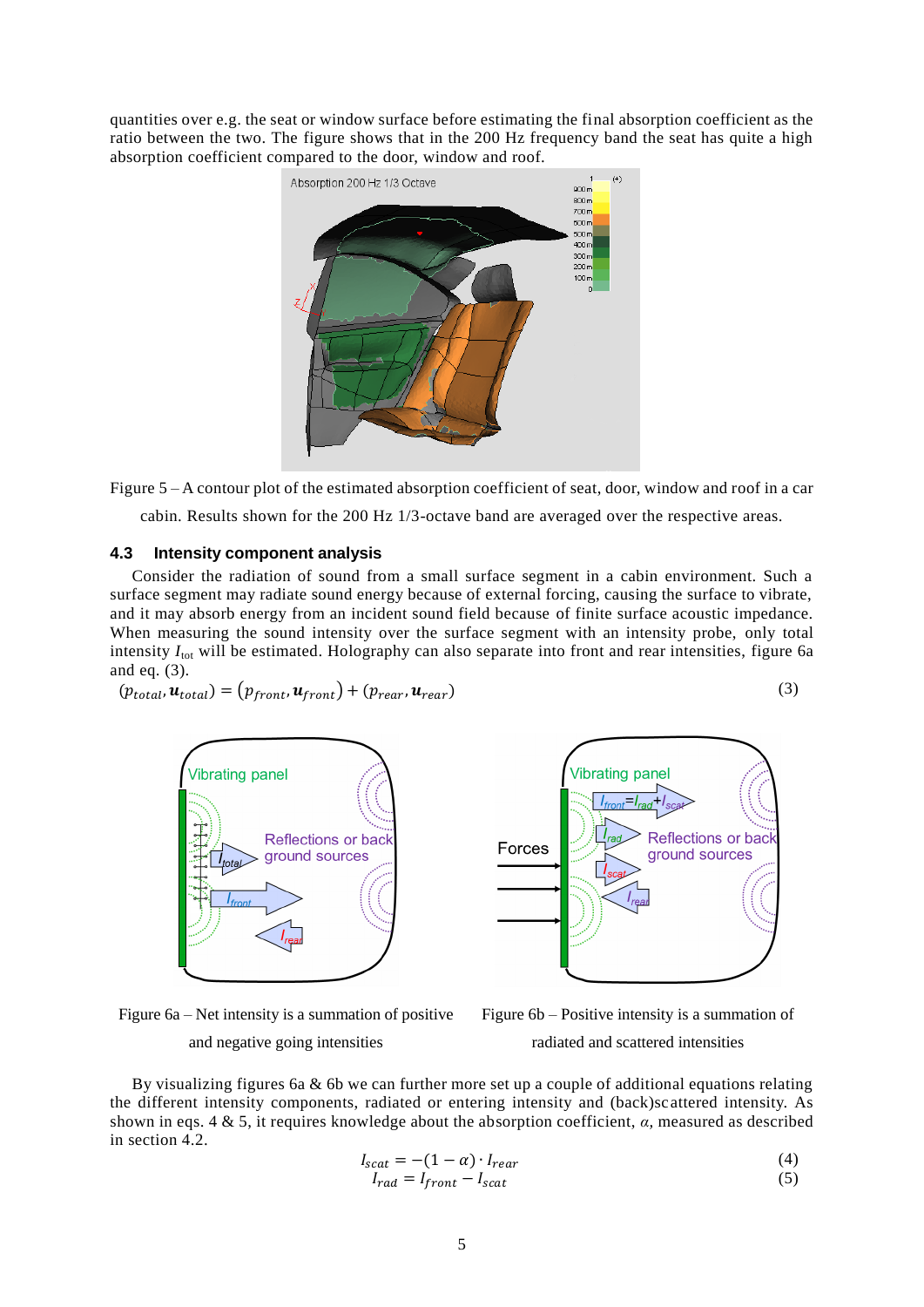quantities over e.g. the seat or window surface before estimating the final absorption coefficient as the ratio between the two. The figure shows that in the 200 Hz frequency band the seat has quite a high absorption coefficient compared to the door, window and roof.

Figure 5 – A contour plot of the estimated absorption coefficient of seat, door, window and roof in a car cabin. Results shown for the 200 Hz 1/3-octave band are averaged over the respective areas.

### 4.3 Intensity component analysis

Consider the radiation of sound from a small surface segment in a cabin environment. Such a surface segment may radiate sound energy because of external forcing, causing the surface to vibrate, and it may absorb energy from an incident sound field because of finite surface acoustic impedance. When measuring the sound intensity over the surface segment with an intensity probe, only total intensity $I_{\text{tot}}$ will be estimated. Holography can also separate into front and rear intensities, figure 6a and eq. (3).

$$(p_{total}, \boldsymbol{u}_{total}) = (p_{front}, \boldsymbol{u}_{front}) + (p_{rear}, \boldsymbol{u}_{rear}) \tag{3}$$

Figure 6a – Net intensity is a summation of positive and negative going intensities

Figure 6b – Positive intensity is a summation of radiated and scattered intensities

By visualizing figures 6a & 6b we can further more set up a couple of additional equations relating the different intensity components, radiated or entering intensity and (back)scattered intensity. As shown in eqs. 4 & 5, it requires knowledge about the absorption coefficient, $\alpha$, measured as described in section 4.2.

$$I_{scat} = -(1-\alpha) \cdot I_{rear} \tag{4}$$

$$I_{rad} = I_{front} - I_{scat} \tag{5}$$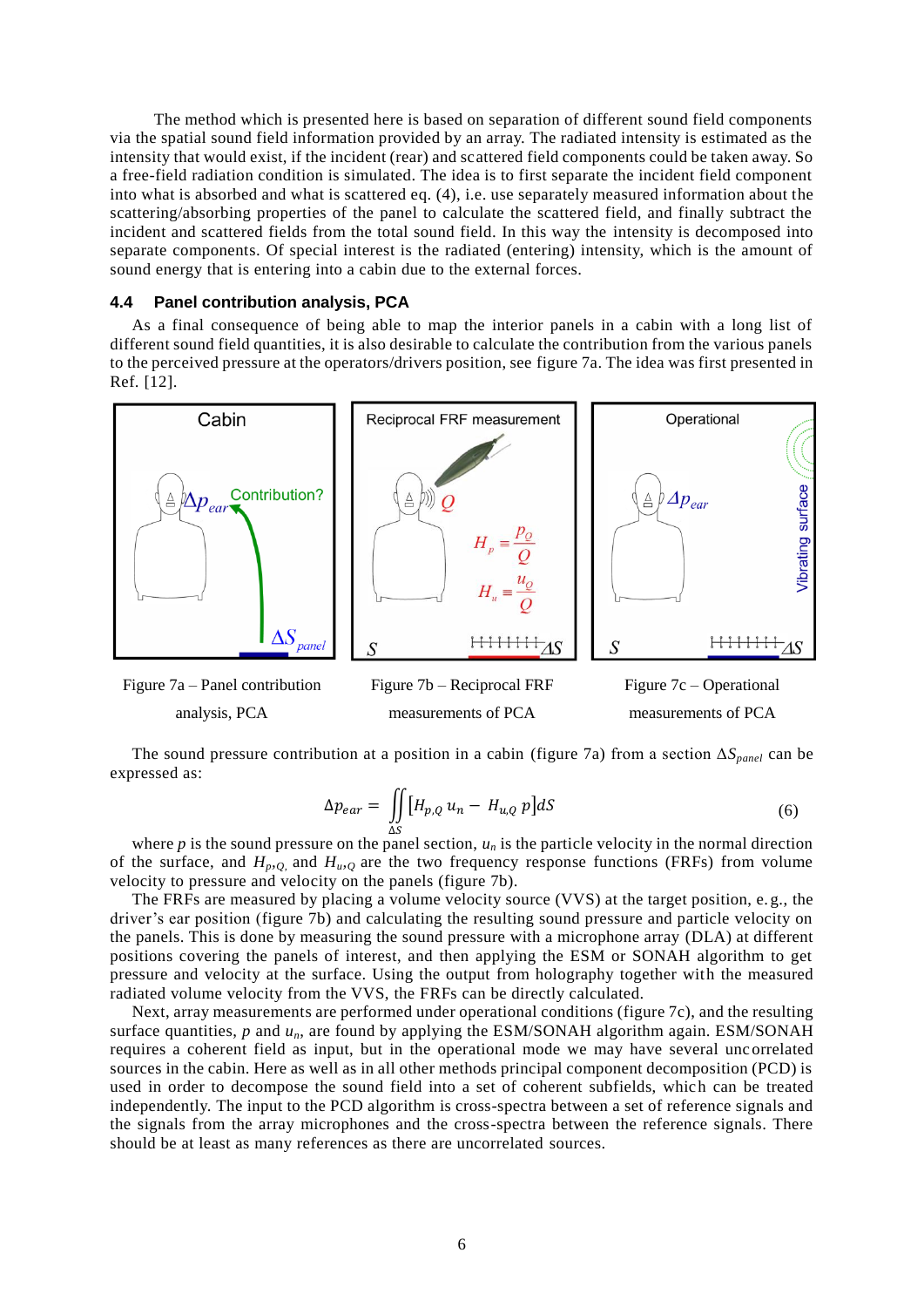The method which is presented here is based on separation of different sound field components via the spatial sound field information provided by an array. The radiated intensity is estimated as the intensity that would exist, if the incident (rear) and scattered field components could be taken away. So a free-field radiation condition is simulated. The idea is to first separate the incident field component into what is absorbed and what is scattered eq. (4), i.e. use separately measured information about the scattering/absorbing properties of the panel to calculate the scattered field, and finally subtract the incident and scattered fields from the total sound field. In this way the intensity is decomposed into separate components. Of special interest is the radiated (entering) intensity, which is the amount of sound energy that is entering into a cabin due to the external forces.

### 4.4 Panel contribution analysis, PCA

As a final consequence of being able to map the interior panels in a cabin with a long list of different sound field quantities, it is also desirable to calculate the contribution from the various panels to the perceived pressure at the operators/drivers position, see figure 7a. The idea was first presented in Ref. [12].

Figure 7a – Panel contribution analysis, PCA

Figure 7b – Reciprocal FRF measurements of PCA

Figure 7c – Operational measurements of PCA

The sound pressure contribution at a position in a cabin (figure 7a) from a section $\Delta S_{panel}$ can be expressed as:

$$\Delta p_{ear} = \iint_{\Delta S} [H_{p,Q}\, u_n - H_{u,Q}\, p] dS \tag{6}$$

where $p$ is the sound pressure on the panel section, $u_n$ is the particle velocity in the normal direction of the surface, and $H_{p,Q,}$ and $H_{u,Q}$ are the two frequency response functions (FRFs) from volume velocity to pressure and velocity on the panels (figure 7b).

The FRFs are measured by placing a volume velocity source (VVS) at the target position, e.g., the driver's ear position (figure 7b) and calculating the resulting sound pressure and particle velocity on the panels. This is done by measuring the sound pressure with a microphone array (DLA) at different positions covering the panels of interest, and then applying the ESM or SONAH algorithm to get pressure and velocity at the surface. Using the output from holography together with the measured radiated volume velocity from the VVS, the FRFs can be directly calculated.

Next, array measurements are performed under operational conditions (figure 7c), and the resulting surface quantities, $p$ and $u_n$, are found by applying the ESM/SONAH algorithm again. ESM/SONAH requires a coherent field as input, but in the operational mode we may have several uncorrelated sources in the cabin. Here as well as in all other methods principal component decomposition (PCD) is used in order to decompose the sound field into a set of coherent subfields, which can be treated independently. The input to the PCD algorithm is cross-spectra between a set of reference signals and the signals from the array microphones and the cross-spectra between the reference signals. There should be at least as many references as there are uncorrelated sources.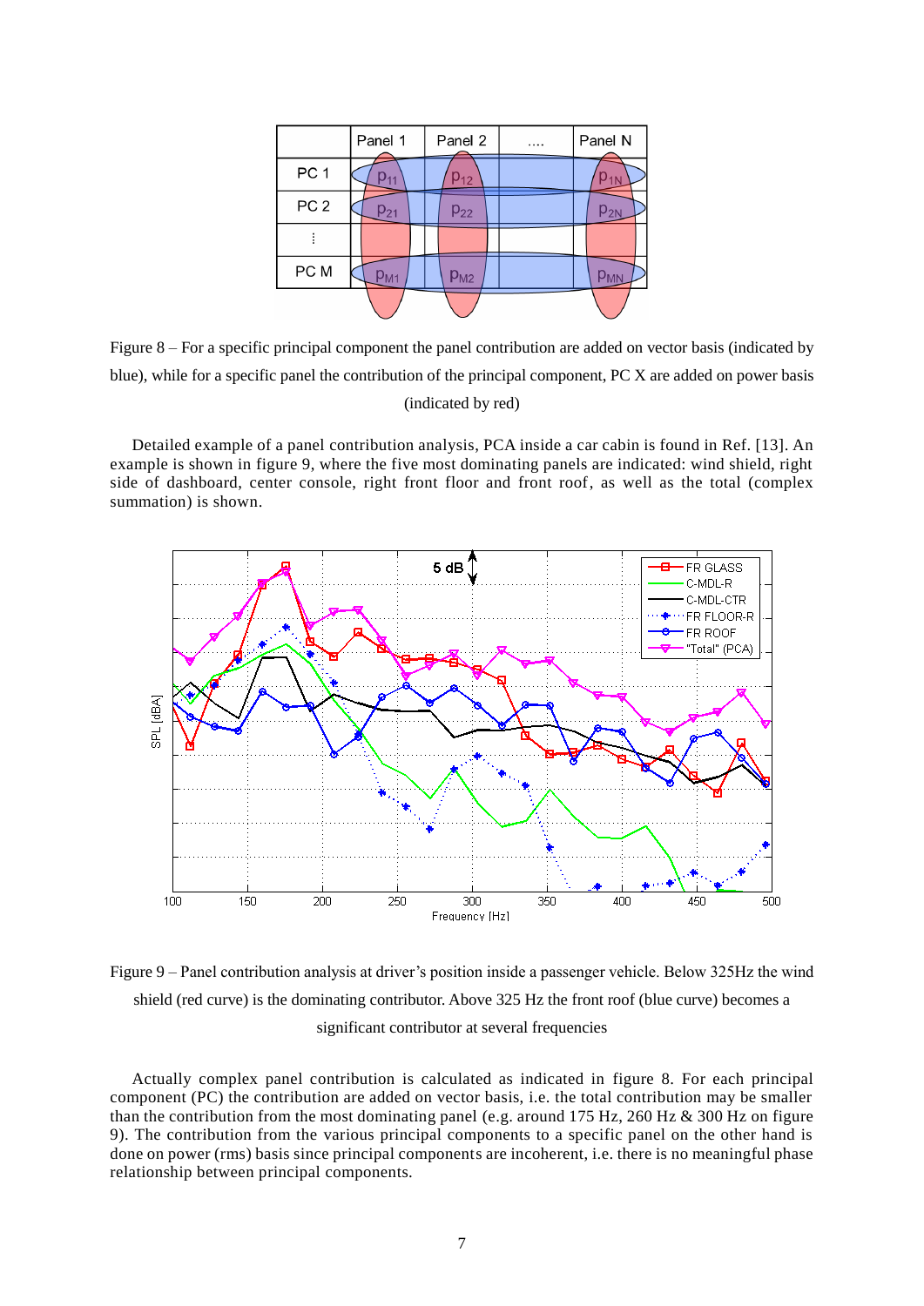|  | Panel 1 | Panel 2 | .... | Panel N |
|---|---|---|---|---|
| PC 1 | $p_{11}$ | $p_{12}$ |  | $p_{1N}$ |
| PC 2 | $p_{21}$ | $p_{22}$ |  | $p_{2N}$ |
| ⋮ |  |  |  |  |
| PC M | $p_{M1}$ | $p_{M2}$ |  | $p_{MN}$ |

Figure 8 – For a specific principal component the panel contribution are added on vector basis (indicated by blue), while for a specific panel the contribution of the principal component, PC X are added on power basis (indicated by red)

Detailed example of a panel contribution analysis, PCA inside a car cabin is found in Ref. [13]. An example is shown in figure 9, where the five most dominating panels are indicated: wind shield, right side of dashboard, center console, right front floor and front roof, as well as the total (complex summation) is shown.

Figure 9 – Panel contribution analysis at driver's position inside a passenger vehicle. Below 325Hz the wind shield (red curve) is the dominating contributor. Above 325 Hz the front roof (blue curve) becomes a significant contributor at several frequencies

Actually complex panel contribution is calculated as indicated in figure 8. For each principal component (PC) the contribution are added on vector basis, i.e. the total contribution may be smaller than the contribution from the most dominating panel (e.g. around 175 Hz, 260 Hz & 300 Hz on figure 9). The contribution from the various principal components to a specific panel on the other hand is done on power (rms) basis since principal components are incoherent, i.e. there is no meaningful phase relationship between principal components.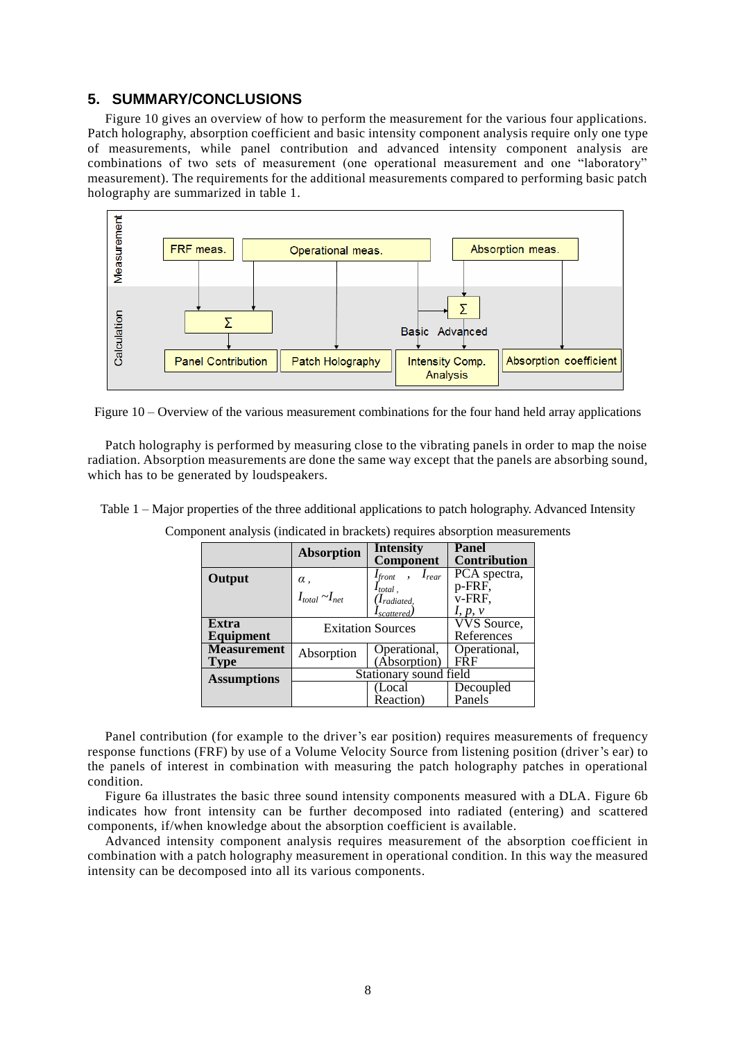## 5. SUMMARY/CONCLUSIONS

Figure 10 gives an overview of how to perform the measurement for the various four applications. Patch holography, absorption coefficient and basic intensity component analysis require only one type of measurements, while panel contribution and advanced intensity component analysis are combinations of two sets of measurement (one operational measurement and one "laboratory" measurement). The requirements for the additional measurements compared to performing basic patch holography are summarized in table 1.

Figure 10 – Overview of the various measurement combinations for the four hand held array applications

Patch holography is performed by measuring close to the vibrating panels in order to map the noise radiation. Absorption measurements are done the same way except that the panels are absorbing sound, which has to be generated by loudspeakers.

Table 1 – Major properties of the three additional applications to patch holography. Advanced Intensity Component analysis (indicated in brackets) requires absorption measurements

| | **Absorption** | **Intensity Component** | **Panel Contribution** |
|---|---|---|---|
| **Output** | $\alpha$ , $I_{total} \sim I_{net}$ | $I_{front}$ , $I_{rear}$ $I_{total}$ , ($I_{radiated}$, $I_{scattered}$) | PCA spectra, p-FRF, v-FRF, $I$, $p$, $v$ |
| **Extra Equipment** | Exitation Sources | | VVS Source, References |
| **Measurement Type** | Absorption | Operational, (Absorption) | Operational, FRF |
| **Assumptions** | Stationary sound field | | |
| | | (Local Reaction) | Decoupled Panels |

Panel contribution (for example to the driver's ear position) requires measurements of frequency response functions (FRF) by use of a Volume Velocity Source from listening position (driver's ear) to the panels of interest in combination with measuring the patch holography patches in operational condition.

Figure 6a illustrates the basic three sound intensity components measured with a DLA. Figure 6b indicates how front intensity can be further decomposed into radiated (entering) and scattered components, if/when knowledge about the absorption coefficient is available.

Advanced intensity component analysis requires measurement of the absorption coefficient in combination with a patch holography measurement in operational condition. In this way the measured intensity can be decomposed into all its various components.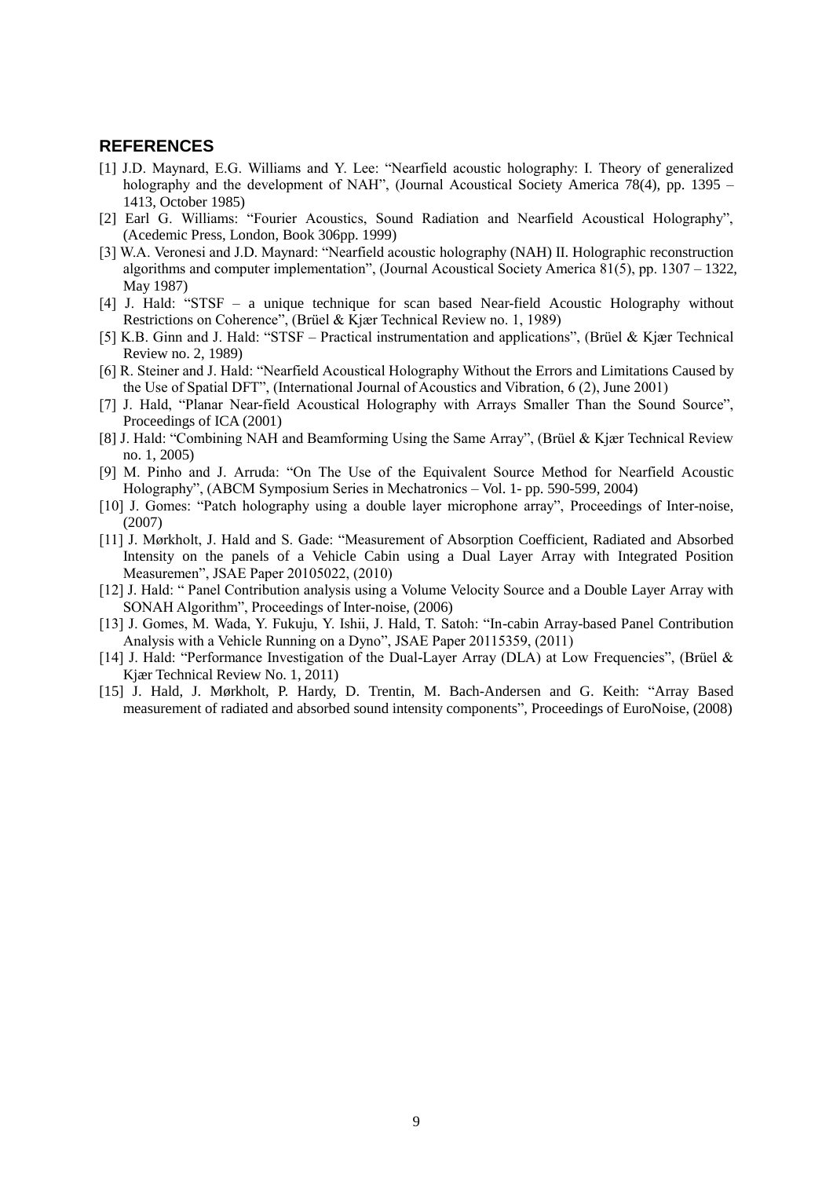## REFERENCES

[1] J.D. Maynard, E.G. Williams and Y. Lee: "Nearfield acoustic holography: I. Theory of generalized holography and the development of NAH", (Journal Acoustical Society America 78(4), pp. 1395 – 1413, October 1985)

[2] Earl G. Williams: "Fourier Acoustics, Sound Radiation and Nearfield Acoustical Holography", (Acedemic Press, London, Book 306pp. 1999)

[3] W.A. Veronesi and J.D. Maynard: "Nearfield acoustic holography (NAH) II. Holographic reconstruction algorithms and computer implementation", (Journal Acoustical Society America 81(5), pp. 1307 – 1322, May 1987)

[4] J. Hald: "STSF – a unique technique for scan based Near-field Acoustic Holography without Restrictions on Coherence", (Brüel & Kjær Technical Review no. 1, 1989)

[5] K.B. Ginn and J. Hald: "STSF – Practical instrumentation and applications", (Brüel & Kjær Technical Review no. 2, 1989)

[6] R. Steiner and J. Hald: "Nearfield Acoustical Holography Without the Errors and Limitations Caused by the Use of Spatial DFT", (International Journal of Acoustics and Vibration, 6 (2), June 2001)

[7] J. Hald, "Planar Near-field Acoustical Holography with Arrays Smaller Than the Sound Source", Proceedings of ICA (2001)

[8] J. Hald: "Combining NAH and Beamforming Using the Same Array", (Brüel & Kjær Technical Review no. 1, 2005)

[9] M. Pinho and J. Arruda: "On The Use of the Equivalent Source Method for Nearfield Acoustic Holography", (ABCM Symposium Series in Mechatronics – Vol. 1- pp. 590-599, 2004)

[10] J. Gomes: "Patch holography using a double layer microphone array", Proceedings of Inter-noise, (2007)

[11] J. Mørkholt, J. Hald and S. Gade: "Measurement of Absorption Coefficient, Radiated and Absorbed Intensity on the panels of a Vehicle Cabin using a Dual Layer Array with Integrated Position Measuremen", JSAE Paper 20105022, (2010)

[12] J. Hald: " Panel Contribution analysis using a Volume Velocity Source and a Double Layer Array with SONAH Algorithm", Proceedings of Inter-noise, (2006)

[13] J. Gomes, M. Wada, Y. Fukuju, Y. Ishii, J. Hald, T. Satoh: "In-cabin Array-based Panel Contribution Analysis with a Vehicle Running on a Dyno", JSAE Paper 20115359, (2011)

[14] J. Hald: "Performance Investigation of the Dual-Layer Array (DLA) at Low Frequencies", (Brüel & Kjær Technical Review No. 1, 2011)

[15] J. Hald, J. Mørkholt, P. Hardy, D. Trentin, M. Bach-Andersen and G. Keith: "Array Based measurement of radiated and absorbed sound intensity components", Proceedings of EuroNoise, (2008)